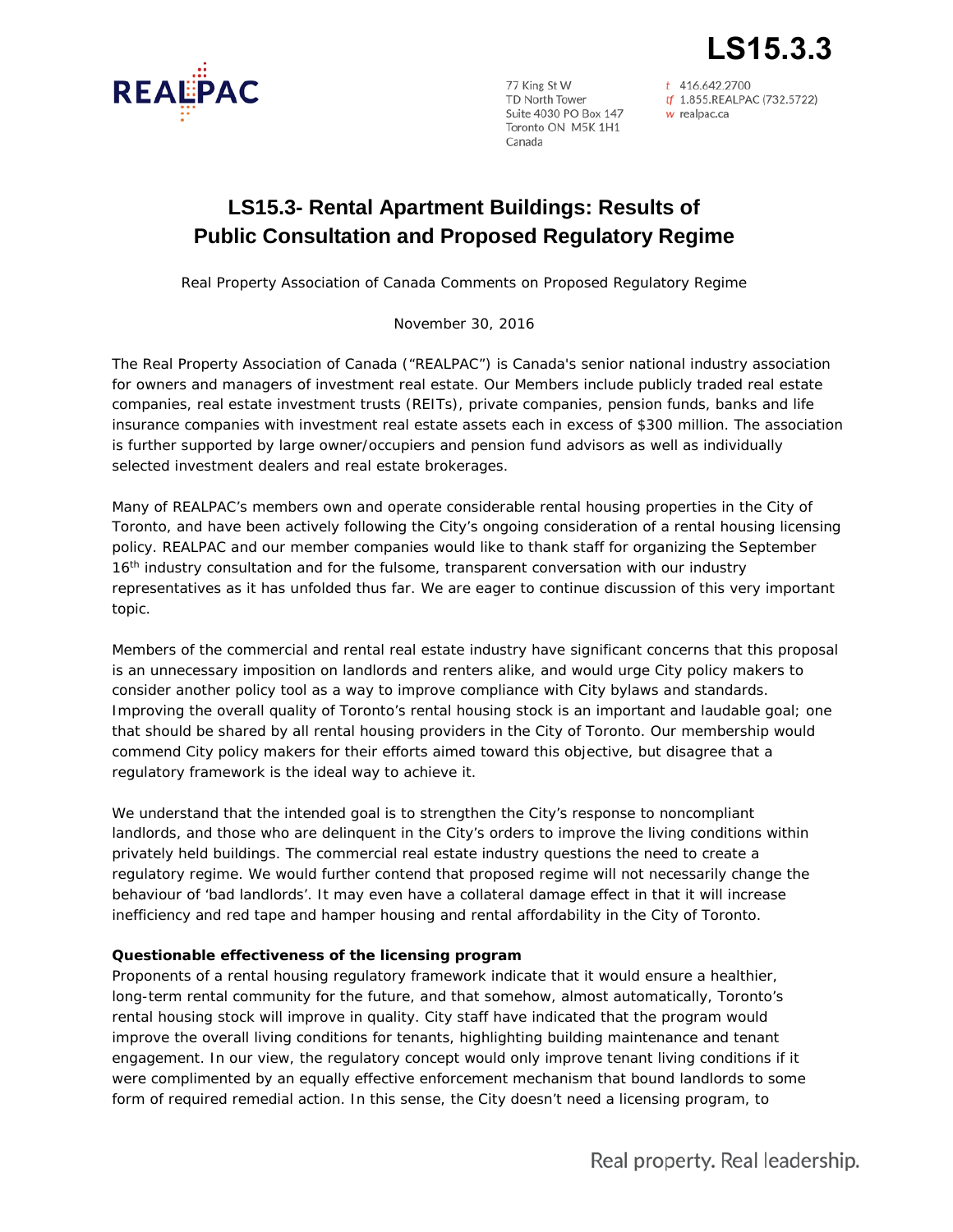LS15.3.3

REALPAC

77 King St W
TD North Tower
Suite 4030 PO Box 147
Toronto ON M5K 1H1
Canada

t 416.642.2700
tf 1.855.REALPAC (732.5722)
w realpac.ca

# LS15.3- Rental Apartment Buildings: Results of Public Consultation and Proposed Regulatory Regime

Real Property Association of Canada Comments on Proposed Regulatory Regime

November 30, 2016

The Real Property Association of Canada ("REALPAC") is Canada's senior national industry association for owners and managers of investment real estate. Our Members include publicly traded real estate companies, real estate investment trusts (REITs), private companies, pension funds, banks and life insurance companies with investment real estate assets each in excess of $300 million. The association is further supported by large owner/occupiers and pension fund advisors as well as individually selected investment dealers and real estate brokerages.

Many of REALPAC's members own and operate considerable rental housing properties in the City of Toronto, and have been actively following the City's ongoing consideration of a rental housing licensing policy. REALPAC and our member companies would like to thank staff for organizing the September 16th industry consultation and for the fulsome, transparent conversation with our industry representatives as it has unfolded thus far. We are eager to continue discussion of this very important topic.

Members of the commercial and rental real estate industry have significant concerns that this proposal is an unnecessary imposition on landlords and renters alike, and would urge City policy makers to consider another policy tool as a way to improve compliance with City bylaws and standards. Improving the overall quality of Toronto's rental housing stock is an important and laudable goal; one that should be shared by all rental housing providers in the City of Toronto. Our membership would commend City policy makers for their efforts aimed toward this objective, but disagree that a regulatory framework is the ideal way to achieve it.

We understand that the intended goal is to strengthen the City's response to noncompliant landlords, and those who are delinquent in the City's orders to improve the living conditions within privately held buildings. The commercial real estate industry questions the need to create a regulatory regime. We would further contend that proposed regime will not necessarily change the behaviour of 'bad landlords'. It may even have a collateral damage effect in that it will increase inefficiency and red tape and hamper housing and rental affordability in the City of Toronto.

**Questionable effectiveness of the licensing program**

Proponents of a rental housing regulatory framework indicate that it would ensure a healthier, long-term rental community for the future, and that somehow, almost automatically, Toronto's rental housing stock will improve in quality. City staff have indicated that the program would improve the overall living conditions for tenants, highlighting building maintenance and tenant engagement. In our view, the regulatory concept would only improve tenant living conditions if it were complimented by an equally effective enforcement mechanism that bound landlords to some form of required remedial action. In this sense, the City doesn't need a licensing program, to

Real property. Real leadership.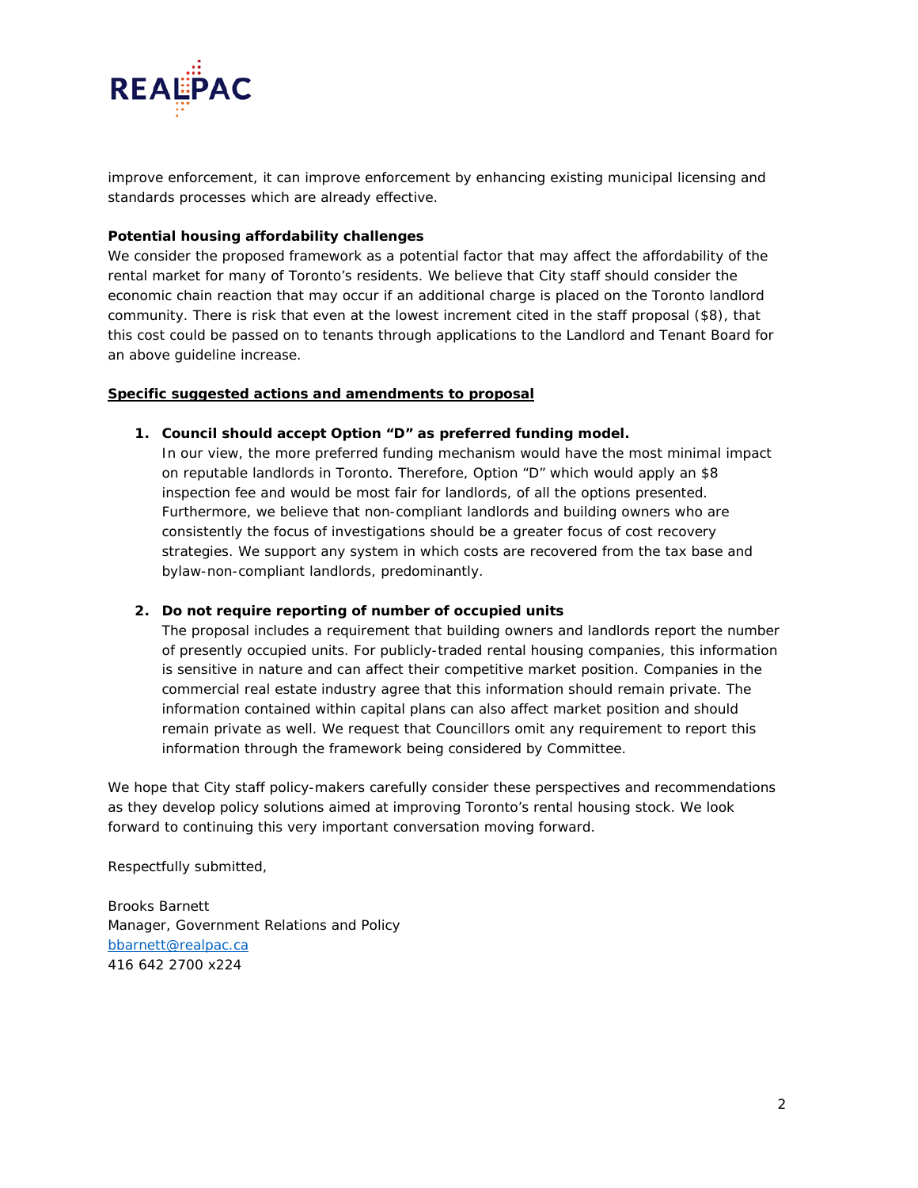improve enforcement, it can improve enforcement by enhancing existing municipal licensing and standards processes which are already effective.

**Potential housing affordability challenges**

We consider the proposed framework as a potential factor that may affect the affordability of the rental market for many of Toronto's residents. We believe that City staff should consider the economic chain reaction that may occur if an additional charge is placed on the Toronto landlord community. There is risk that even at the lowest increment cited in the staff proposal ($8), that this cost could be passed on to tenants through applications to the Landlord and Tenant Board for an above guideline increase.

**Specific suggested actions and amendments to proposal**

1. **Council should accept Option "D" as preferred funding model.**
   In our view, the more preferred funding mechanism would have the most minimal impact on reputable landlords in Toronto. Therefore, Option "D" which would apply an $8 inspection fee and would be most fair for landlords, of all the options presented. Furthermore, we believe that non-compliant landlords and building owners who are consistently the focus of investigations should be a greater focus of cost recovery strategies. We support any system in which costs are recovered from the tax base and bylaw-non-compliant landlords, predominantly.

2. **Do not require reporting of number of occupied units**
   The proposal includes a requirement that building owners and landlords report the number of presently occupied units. For publicly-traded rental housing companies, this information is sensitive in nature and can affect their competitive market position. Companies in the commercial real estate industry agree that this information should remain private. The information contained within capital plans can also affect market position and should remain private as well. We request that Councillors omit any requirement to report this information through the framework being considered by Committee.

We hope that City staff policy-makers carefully consider these perspectives and recommendations as they develop policy solutions aimed at improving Toronto's rental housing stock. We look forward to continuing this very important conversation moving forward.

Respectfully submitted,

Brooks Barnett
Manager, Government Relations and Policy
bbarnett@realpac.ca
416 642 2700 x224